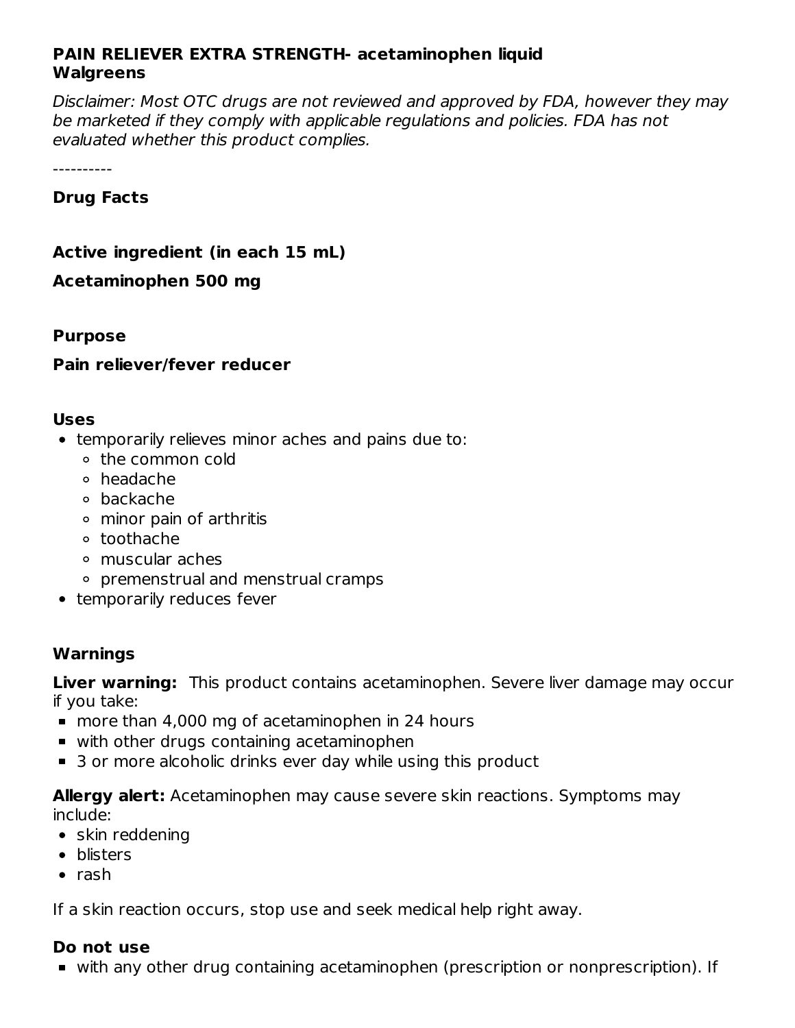**PAIN RELIEVER EXTRA STRENGTH- acetaminophen liquid**
**Walgreens**

*Disclaimer: Most OTC drugs are not reviewed and approved by FDA, however they may be marketed if they comply with applicable regulations and policies. FDA has not evaluated whether this product complies.*

----------

**Drug Facts**

**Active ingredient (in each 15 mL)**

**Acetaminophen 500 mg**

**Purpose**

**Pain reliever/fever reducer**

**Uses**

- temporarily relieves minor aches and pains due to:
  - the common cold
  - headache
  - backache
  - minor pain of arthritis
  - toothache
  - muscular aches
  - premenstrual and menstrual cramps
- temporarily reduces fever

**Warnings**

**Liver warning:** This product contains acetaminophen. Severe liver damage may occur if you take:

- more than 4,000 mg of acetaminophen in 24 hours
- with other drugs containing acetaminophen
- 3 or more alcoholic drinks ever day while using this product

**Allergy alert:** Acetaminophen may cause severe skin reactions. Symptoms may include:

- skin reddening
- blisters
- rash

If a skin reaction occurs, stop use and seek medical help right away.

**Do not use**

- with any other drug containing acetaminophen (prescription or nonprescription). If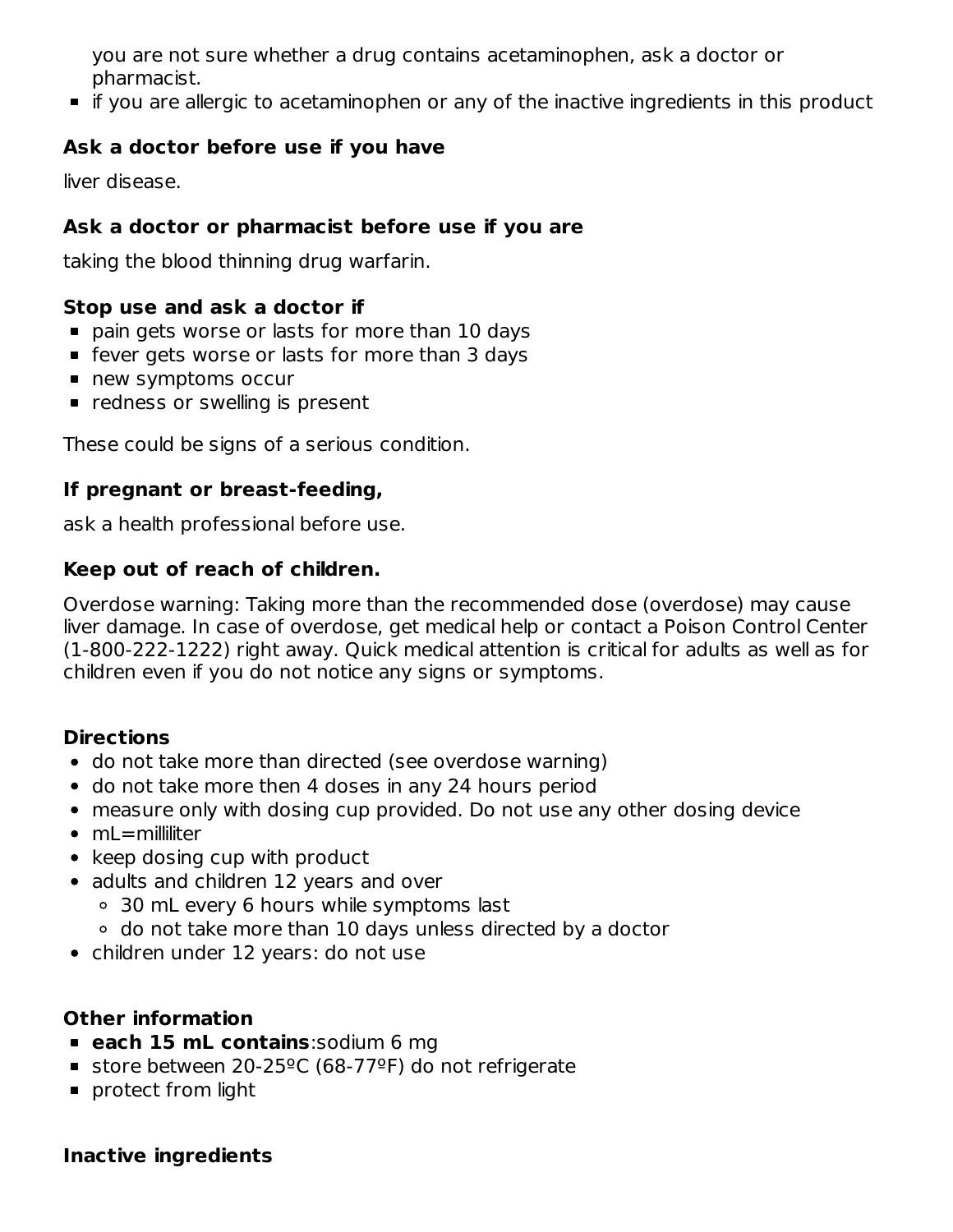you are not sure whether a drug contains acetaminophen, ask a doctor or pharmacist.

- if you are allergic to acetaminophen or any of the inactive ingredients in this product

### Ask a doctor before use if you have

liver disease.

### Ask a doctor or pharmacist before use if you are

taking the blood thinning drug warfarin.

### Stop use and ask a doctor if

- pain gets worse or lasts for more than 10 days
- fever gets worse or lasts for more than 3 days
- new symptoms occur
- redness or swelling is present

These could be signs of a serious condition.

### If pregnant or breast-feeding,

ask a health professional before use.

### Keep out of reach of children.

Overdose warning: Taking more than the recommended dose (overdose) may cause liver damage. In case of overdose, get medical help or contact a Poison Control Center (1-800-222-1222) right away. Quick medical attention is critical for adults as well as for children even if you do not notice any signs or symptoms.

### Directions

- do not take more than directed (see overdose warning)
- do not take more then 4 doses in any 24 hours period
- measure only with dosing cup provided. Do not use any other dosing device
- mL=milliliter
- keep dosing cup with product
- adults and children 12 years and over
  - 30 mL every 6 hours while symptoms last
  - do not take more than 10 days unless directed by a doctor
- children under 12 years: do not use

### Other information

- **each 15 mL contains**:sodium 6 mg
- store between 20-25ºC (68-77ºF) do not refrigerate
- protect from light

### Inactive ingredients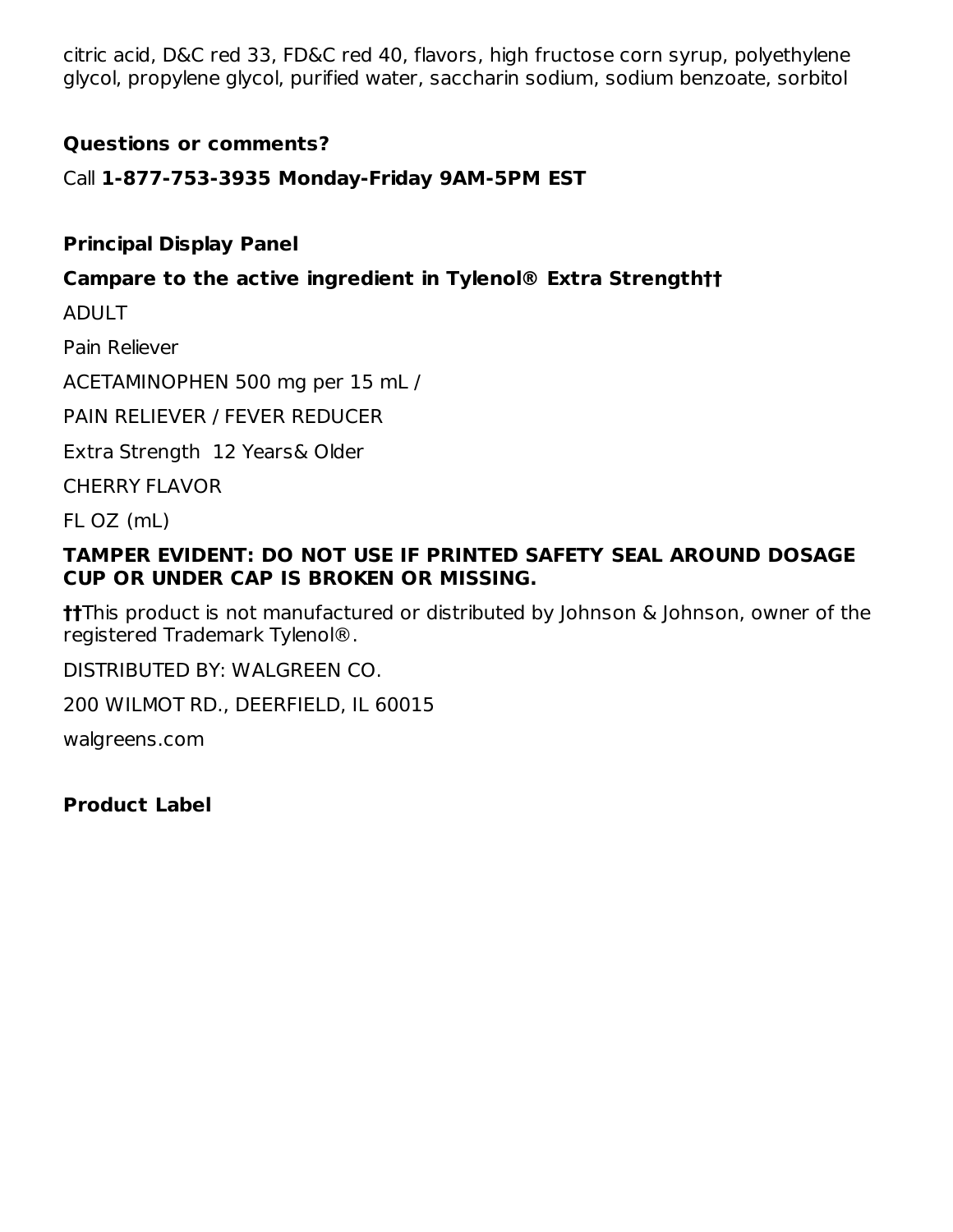citric acid, D&C red 33, FD&C red 40, flavors, high fructose corn syrup, polyethylene glycol, propylene glycol, purified water, saccharin sodium, sodium benzoate, sorbitol

**Questions or comments?**

Call **1-877-753-3935 Monday-Friday 9AM-5PM EST**

**Principal Display Panel**

**Campare to the active ingredient in Tylenol® Extra Strength††**

ADULT

Pain Reliever

ACETAMINOPHEN 500 mg per 15 mL /

PAIN RELIEVER / FEVER REDUCER

Extra Strength  12 Years& Older

CHERRY FLAVOR

FL OZ (mL)

**TAMPER EVIDENT: DO NOT USE IF PRINTED SAFETY SEAL AROUND DOSAGE CUP OR UNDER CAP IS BROKEN OR MISSING.**

**††**This product is not manufactured or distributed by Johnson & Johnson, owner of the registered Trademark Tylenol®.

DISTRIBUTED BY: WALGREEN CO.

200 WILMOT RD., DEERFIELD, IL 60015

walgreens.com

**Product Label**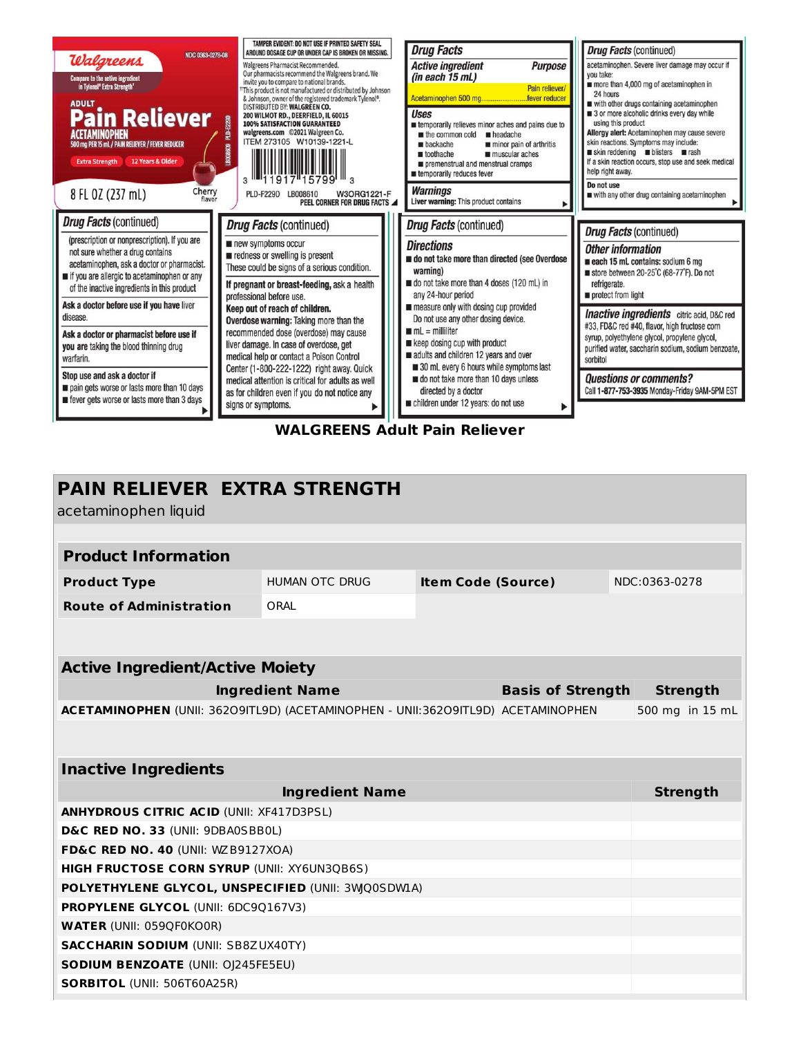**Walgreens** NDC 0363-0278-08

Compare to the active ingredient in Tylenol® Extra Strength*

ADULT

# Pain Reliever

ACETAMINOPHEN

500 mg PER 15 mL / PAIN RELIEVER / FEVER REDUCER

Extra Strength | 12 Years & Older

8 FL OZ (237 mL) Cherry flavor

LB008609 PLD-F229D

TAMPER EVIDENT: DO NOT USE IF PRINTED SAFETY SEAL AROUND DOSAGE CUP OR UNDER CAP IS BROKEN OR MISSING.

Walgreens Pharmacist Recommended. Our pharmacists recommend the Walgreens brand. We invite you to compare to national brands.

*This product is not manufactured or distributed by Johnson & Johnson, owner of the registered trademark Tylenol®.

DISTRIBUTED BY: WALGREEN CO.
200 WILMOT RD., DEERFIELD, IL 60015
100% SATISFACTION GUARANTEED
walgreens.com ©2021 Walgreen Co.
ITEM 273105 W10139-1221-L

3 11917 15799 3

PLD-F229D LB008610 W3ORG1221-F

PEEL CORNER FOR DRUG FACTS

**Drug Facts**

| Active ingredient (in each 15 mL) | Purpose |
|---|---|
| Acetaminophen 500 mg | Pain reliever/ fever reducer |

**Uses**
- temporarily relieves minor aches and pains due to
  - the common cold
  - headache
  - backache
  - minor pain of arthritis
  - toothache
  - muscular aches
  - premenstrual and menstrual cramps
- temporarily reduces fever

**Warnings**

**Liver warning:** This product contains acetaminophen. Severe liver damage may occur if you take:
- more than 4,000 mg of acetaminophen in 24 hours
- with other drugs containing acetaminophen
- 3 or more alcoholic drinks every day while using this product

**Allergy alert:** Acetaminophen may cause severe skin reactions. Symptoms may include:
- skin reddening
- blisters
- rash

If a skin reaction occurs, stop use and seek medical help right away.

**Do not use**
- with any other drug containing acetaminophen (prescription or nonprescription). If you are not sure whether a drug contains acetaminophen, ask a doctor or pharmacist.
- if you are allergic to acetaminophen or any of the inactive ingredients in this product

**Ask a doctor before use if you have** liver disease.

**Ask a doctor or pharmacist before use if you are** taking the blood thinning drug warfarin.

**Stop use and ask a doctor if**
- pain gets worse or lasts more than 10 days
- fever gets worse or lasts more than 3 days
- new symptoms occur
- redness or swelling is present

These could be signs of a serious condition.

**If pregnant or breast-feeding,** ask a health professional before use.

**Keep out of reach of children.**

**Overdose warning:** Taking more than the recommended dose (overdose) may cause liver damage. In case of overdose, get medical help or contact a Poison Control Center (1-800-222-1222) right away. Quick medical attention is critical for adults as well as for children even if you do not notice any signs or symptoms.

**Directions**
- **do not take more than directed (see Overdose warning)**
- do not take more than 4 doses (120 mL) in any 24-hour period
- measure only with dosing cup provided. Do not use any other dosing device.
- mL = milliliter
- keep dosing cup with product
- adults and children 12 years and over
  - 30 mL every 6 hours while symptoms last
  - do not take more than 10 days unless directed by a doctor
- children under 12 years: do not use

**Other information**
- each 15 mL contains: sodium 6 mg
- store between 20-25°C (68-77°F). Do not refrigerate.
- protect from light

**Inactive ingredients** citric acid, D&C red #33, FD&C red #40, flavor, high fructose corn syrup, polyethylene glycol, propylene glycol, purified water, saccharin sodium, sodium benzoate, sorbitol

**Questions or comments?**
Call **1-877-753-3935** Monday-Friday 9AM-5PM EST

**WALGREENS Adult Pain Reliever**

## PAIN RELIEVER EXTRA STRENGTH

acetaminophen liquid

| Product Information | | | |
|---|---|---|---|
| **Product Type** | HUMAN OTC DRUG | **Item Code (Source)** | NDC:0363-0278 |
| **Route of Administration** | ORAL | | |

| Active Ingredient/Active Moiety | | |
|---|---|---|
| **Ingredient Name** | **Basis of Strength** | **Strength** |
| **ACETAMINOPHEN** (UNII: 362O9ITL9D) (ACETAMINOPHEN - UNII:362O9ITL9D) | ACETAMINOPHEN | 500 mg in 15 mL |

| Inactive Ingredients | |
|---|---|
| **Ingredient Name** | **Strength** |
| **ANHYDROUS CITRIC ACID** (UNII: XF417D3PSL) | |
| **D&C RED NO. 33** (UNII: 9DBA0SBB0L) | |
| **FD&C RED NO. 40** (UNII: WZB9127XOA) | |
| **HIGH FRUCTOSE CORN SYRUP** (UNII: XY6UN3QB6S) | |
| **POLYETHYLENE GLYCOL, UNSPECIFIED** (UNII: 3WQ0SDW1A) | |
| **PROPYLENE GLYCOL** (UNII: 6DC9Q167V3) | |
| **WATER** (UNII: 059QF0KO0R) | |
| **SACCHARIN SODIUM** (UNII: SB8ZUX40TY) | |
| **SODIUM BENZOATE** (UNII: OJ245FE5EU) | |
| **SORBITOL** (UNII: 506T60A25R) | |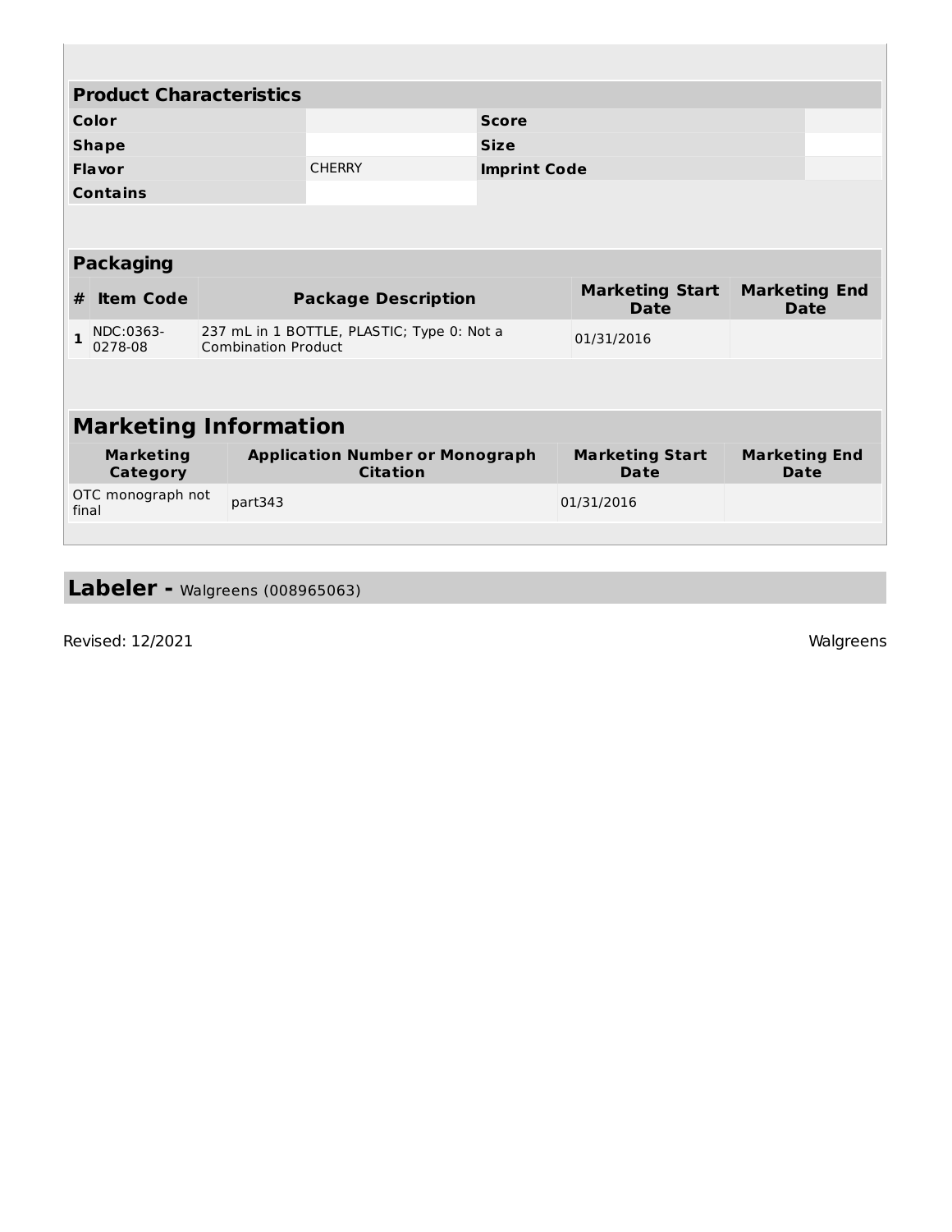| Product Characteristics | | | |
|---|---|---|---|
| **Color** | | **Score** | |
| **Shape** | | **Size** | |
| **Flavor** | CHERRY | **Imprint Code** | |
| **Contains** | | | |

| Packaging | | | | |
|---|---|---|---|---|
| **#** | **Item Code** | **Package Description** | **Marketing Start Date** | **Marketing End Date** |
| 1 | NDC:0363-0278-08 | 237 mL in 1 BOTTLE, PLASTIC; Type 0: Not a Combination Product | 01/31/2016 | |

| Marketing Information | | | |
|---|---|---|---|
| **Marketing Category** | **Application Number or Monograph Citation** | **Marketing Start Date** | **Marketing End Date** |
| OTC monograph not final | part343 | 01/31/2016 | |

## Labeler - Walgreens (008965063)

Revised: 12/2021

Walgreens